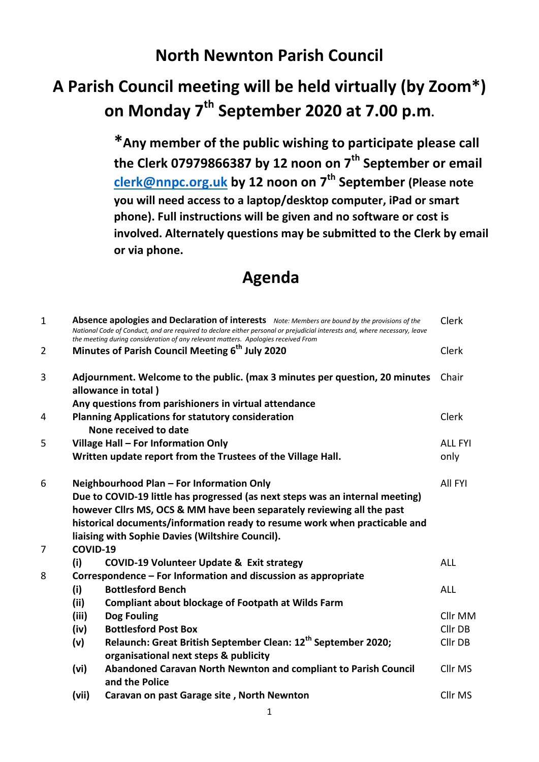# North Newnton Parish Council

## A Parish Council meeting will be held virtually (by Zoom*) on Monday 7th September 2020 at 7.00 p.m.

**\*Any member of the public wishing to participate please call the Clerk 07979866387 by 12 noon on 7th September or email [clerk@nnpc.org.uk](mailto:clerk@nnpc.org.uk) by 12 noon on 7th September (Please note you will need access to a laptop/desktop computer, iPad or smart phone). Full instructions will be given and no software or cost is involved. Alternately questions may be submitted to the Clerk by email or via phone.**

## Agenda

| | | | |
|---|---|---|---|
| 1 | **Absence apologies and Declaration of interests** *Note: Members are bound by the provisions of the National Code of Conduct, and are required to declare either personal or prejudicial interests and, where necessary, leave the meeting during consideration of any relevant matters. Apologies received From* | | Clerk |
| 2 | **Minutes of Parish Council Meeting 6th July 2020** | | Clerk |
| 3 | **Adjournment. Welcome to the public. (max 3 minutes per question, 20 minutes allowance in total )** **Any questions from parishioners in virtual attendance** | | Chair |
| 4 | **Planning Applications for statutory consideration** **None received to date** | | Clerk |
| 5 | **Village Hall – For Information Only** **Written update report from the Trustees of the Village Hall.** | | ALL FYI only |
| 6 | **Neighbourhood Plan – For Information Only** **Due to COVID-19 little has progressed (as next steps was an internal meeting) however Cllrs MS, OCS & MM have been separately reviewing all the past historical documents/information ready to resume work when practicable and liaising with Sophie Davies (Wiltshire Council).** | | All FYI |
| 7 | **COVID-19** | | |
| | **(i)** | **COVID-19 Volunteer Update & Exit strategy** | ALL |
| 8 | **Correspondence – For Information and discussion as appropriate** | | |
| | **(i)** | **Bottlesford Bench** | ALL |
| | **(ii)** | **Compliant about blockage of Footpath at Wilds Farm** | |
| | **(iii)** | **Dog Fouling** | Cllr MM |
| | **(iv)** | **Bottlesford Post Box** | Cllr DB |
| | **(v)** | **Relaunch: Great British September Clean: 12th September 2020; organisational next steps & publicity** | Cllr DB |
| | **(vi)** | **Abandoned Caravan North Newnton and compliant to Parish Council and the Police** | Cllr MS |
| | **(vii)** | **Caravan on past Garage site , North Newnton** | Cllr MS |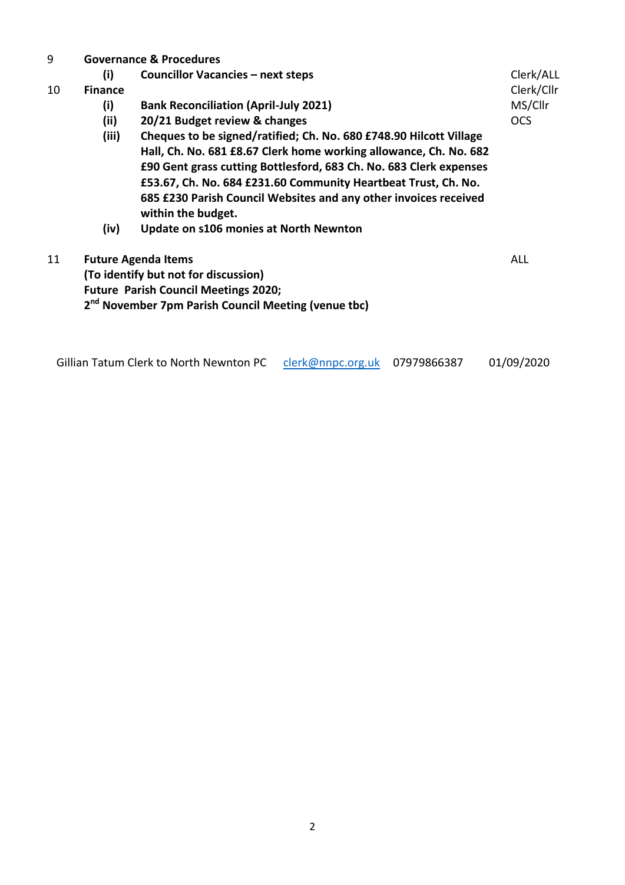| | | | |
|---|---|---|---|
| 9 | **Governance & Procedures** | | |
| | **(i)** | **Councillor Vacancies – next steps** | Clerk/ALL |
| 10 | **Finance** | | Clerk/Cllr |
| | **(i)** | **Bank Reconciliation (April-July 2021)** | MS/Cllr |
| | **(ii)** | **20/21 Budget review & changes** | OCS |
| | **(iii)** | **Cheques to be signed/ratified; Ch. No. 680 £748.90 Hilcott Village Hall, Ch. No. 681 £8.67 Clerk home working allowance, Ch. No. 682 £90 Gent grass cutting Bottlesford, 683 Ch. No. 683 Clerk expenses £53.67, Ch. No. 684 £231.60 Community Heartbeat Trust, Ch. No. 685 £230 Parish Council Websites and any other invoices received within the budget.** | |
| | **(iv)** | **Update on s106 monies at North Newnton** | |
| 11 | **Future Agenda Items** | | ALL |

**(To identify but not for discussion)**
**Future Parish Council Meetings 2020;**
**2nd November 7pm Parish Council Meeting (venue tbc)**

Gillian Tatum Clerk to North Newnton PC  clerk@nnpc.org.uk  07979866387  01/09/2020